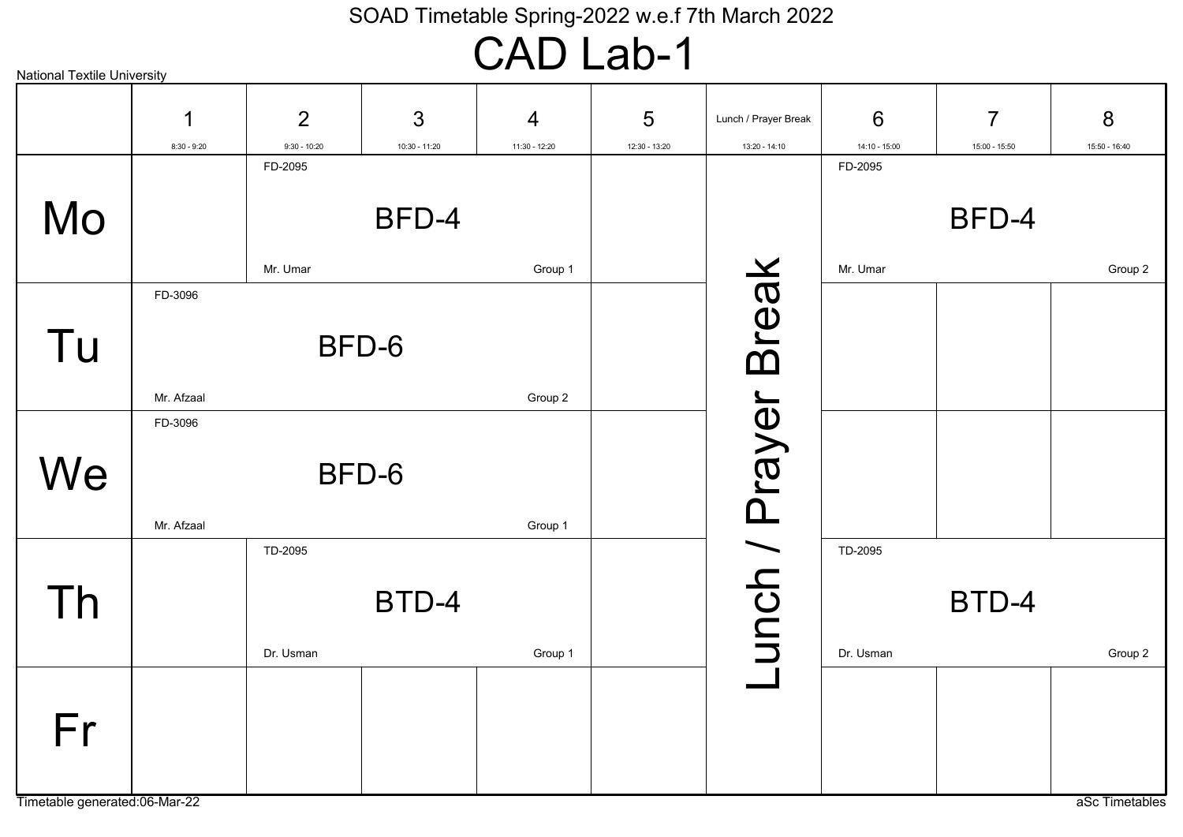SOAD Timetable Spring-2022 w.e.f 7th March 2022

# CAD Lab-1

National Textile University

| | 1<br>8:30 - 9:20 | 2<br>9:30 - 10:20 | 3<br>10:30 - 11:20 | 4<br>11:30 - 12:20 | 5<br>12:30 - 13:20 | Lunch / Prayer Break<br>13:20 - 14:10 | 6<br>14:10 - 15:00 | 7<br>15:00 - 15:50 | 8<br>15:50 - 16:40 |
|---|---|---|---|---|---|---|---|---|---|
| Mo | | FD-2095 BFD-4 Mr. Umar Group 1 | | | | Lunch / Prayer Break | FD-2095 BFD-4 Mr. Umar Group 2 | | |
| Tu | FD-3096 BFD-6 Mr. Afzaal Group 2 | | | | | Lunch / Prayer Break | | | |
| We | FD-3096 BFD-6 Mr. Afzaal Group 1 | | | | | Lunch / Prayer Break | | | |
| Th | | TD-2095 BTD-4 Dr. Usman Group 1 | | | | Lunch / Prayer Break | TD-2095 BTD-4 Dr. Usman Group 2 | | |
| Fr | | | | | | Lunch / Prayer Break | | | |

Timetable generated:06-Mar-22

aSc Timetables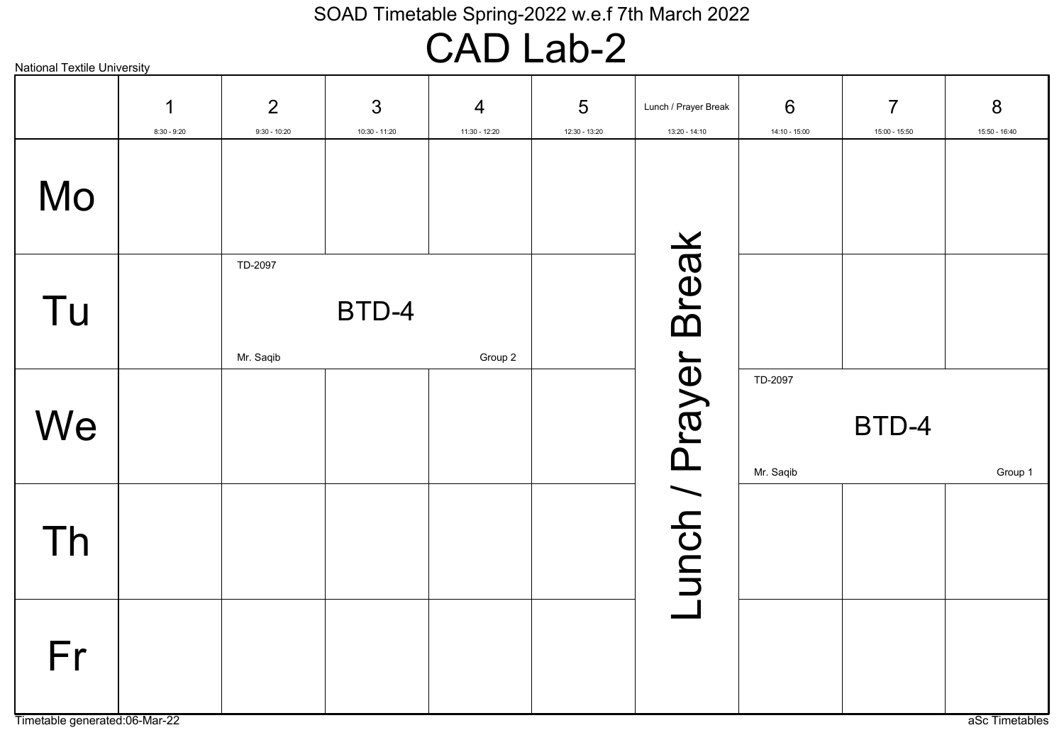SOAD Timetable Spring-2022 w.e.f 7th March 2022

# CAD Lab-2

National Textile University

| | 1<br>8:30 - 9:20 | 2<br>9:30 - 10:20 | 3<br>10:30 - 11:20 | 4<br>11:30 - 12:20 | 5<br>12:30 - 13:20 | Lunch / Prayer Break<br>13:20 - 14:10 | 6<br>14:10 - 15:00 | 7<br>15:00 - 15:50 | 8<br>15:50 - 16:40 |
|---|---|---|---|---|---|---|---|---|---|
| Mo | | | | | | Lunch / Prayer Break | | | |
| Tu | | TD-2097 BTD-4 Mr. Saqib Group 2 | | | | Lunch / Prayer Break | | | |
| We | | | | | | Lunch / Prayer Break | TD-2097 BTD-4 Mr. Saqib Group 1 | | |
| Th | | | | | | Lunch / Prayer Break | | | |
| Fr | | | | | | Lunch / Prayer Break | | | |

Timetable generated:06-Mar-22

aSc Timetables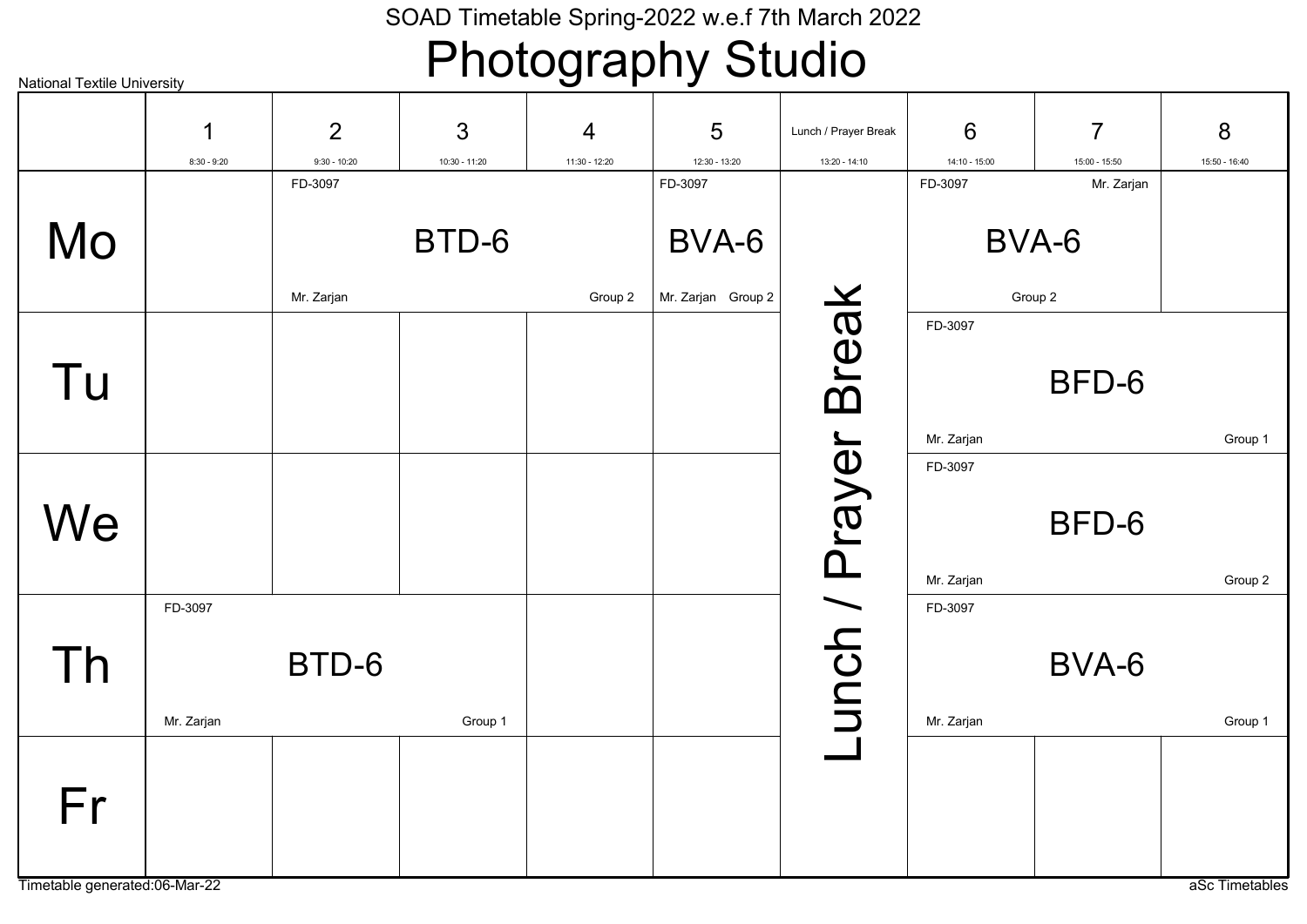SOAD Timetable Spring-2022 w.e.f 7th March 2022

# Photography Studio

National Textile University

| | 1<br>8:30 - 9:20 | 2<br>9:30 - 10:20 | 3<br>10:30 - 11:20 | 4<br>11:30 - 12:20 | 5<br>12:30 - 13:20 | Lunch / Prayer Break<br>13:20 - 14:10 | 6<br>14:10 - 15:00 | 7<br>15:00 - 15:50 | 8<br>15:50 - 16:40 |
|---|---|---|---|---|---|---|---|---|---|
| Mo | | FD-3097 BTD-6 Mr. Zarjan Group 2 | | | FD-3097 BVA-6 Mr. Zarjan Group 2 | Lunch / Prayer Break | FD-3097 BVA-6 Mr. Zarjan Group 2 | | |
| Tu | | | | | | | FD-3097 BFD-6 Mr. Zarjan Group 1 | | |
| We | | | | | | | FD-3097 BFD-6 Mr. Zarjan Group 2 | | |
| Th | FD-3097 BTD-6 Mr. Zarjan Group 1 | | | | | | FD-3097 BVA-6 Mr. Zarjan Group 1 | | |
| Fr | | | | | | | | | |

Timetable generated:06-Mar-22

aSc Timetables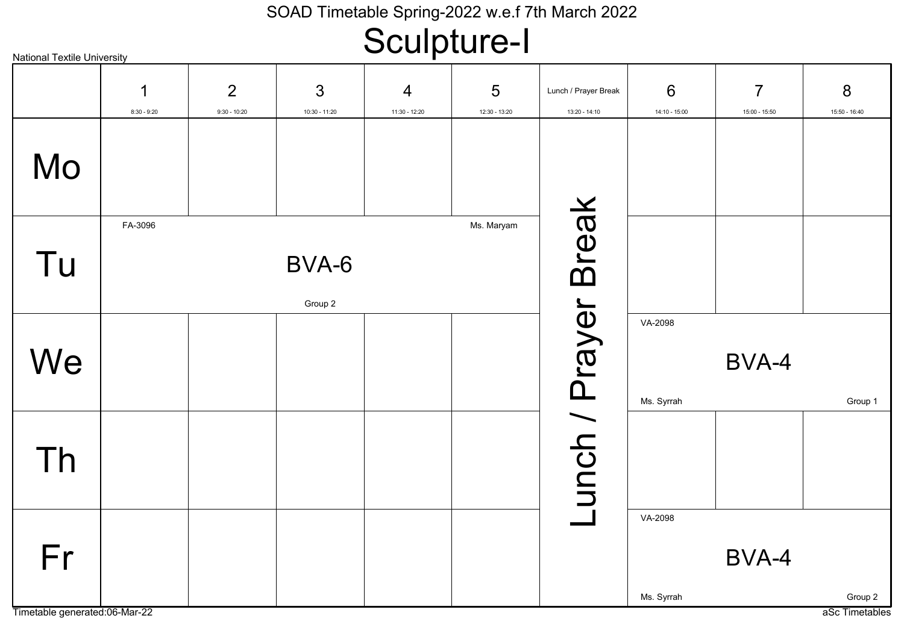SOAD Timetable Spring-2022 w.e.f 7th March 2022

# Sculpture-I

National Textile University

| | 1<br>8:30 - 9:20 | 2<br>9:30 - 10:20 | 3<br>10:30 - 11:20 | 4<br>11:30 - 12:20 | 5<br>12:30 - 13:20 | Lunch / Prayer Break<br>13:20 - 14:10 | 6<br>14:10 - 15:00 | 7<br>15:00 - 15:50 | 8<br>15:50 - 16:40 |
|---|---|---|---|---|---|---|---|---|---|
| Mo | | | | | | Lunch / Prayer Break | | | |
| Tu | FA-3096 BVA-6 Group 2 Ms. Maryam | | | | | Lunch / Prayer Break | | | |
| We | | | | | | Lunch / Prayer Break | VA-2098 BVA-4 Ms. Syrrah Group 1 | | |
| Th | | | | | | Lunch / Prayer Break | | | |
| Fr | | | | | | Lunch / Prayer Break | VA-2098 BVA-4 Ms. Syrrah Group 2 | | |

Timetable generated:06-Mar-22

aSc Timetables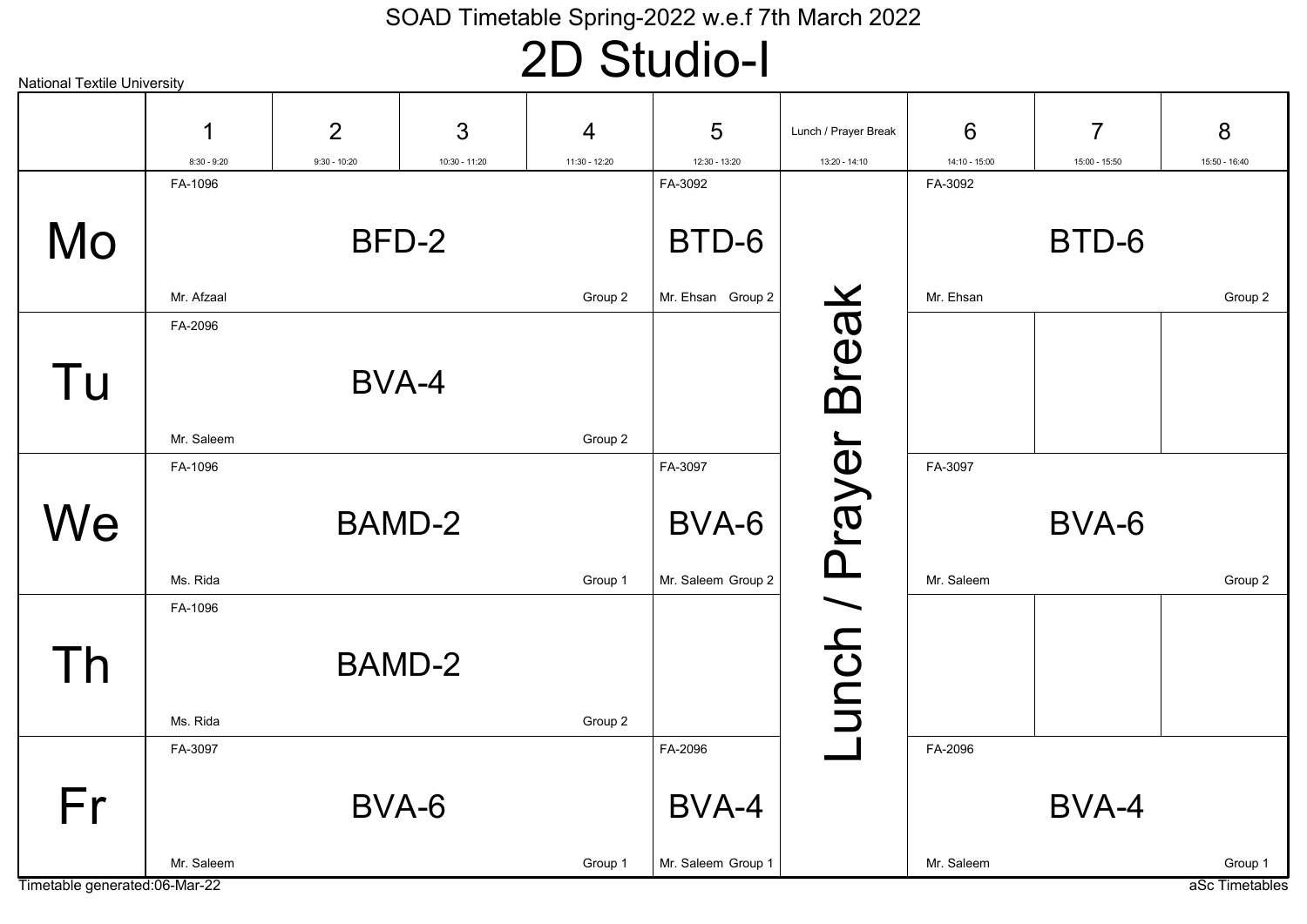SOAD Timetable Spring-2022 w.e.f 7th March 2022

# 2D Studio-I

National Textile University

| | 1<br>8:30 - 9:20 | 2<br>9:30 - 10:20 | 3<br>10:30 - 11:20 | 4<br>11:30 - 12:20 | 5<br>12:30 - 13:20 | Lunch / Prayer Break<br>13:20 - 14:10 | 6<br>14:10 - 15:00 | 7<br>15:00 - 15:50 | 8<br>15:50 - 16:40 |
|---|---|---|---|---|---|---|---|---|---|
| Mo | FA-1096 BFD-2 Mr. Afzaal Group 2 | | | | FA-3092 BTD-6 Mr. Ehsan Group 2 | Lunch / Prayer Break | FA-3092 BTD-6 Mr. Ehsan Group 2 | | |
| Tu | FA-2096 BVA-4 Mr. Saleem Group 2 | | | | | | | | |
| We | FA-1096 BAMD-2 Ms. Rida Group 1 | | | | FA-3097 BVA-6 Mr. Saleem Group 2 | | FA-3097 BVA-6 Mr. Saleem Group 2 | | |
| Th | FA-1096 BAMD-2 Ms. Rida Group 2 | | | | | | | | |
| Fr | FA-3097 BVA-6 Mr. Saleem Group 1 | | | | FA-2096 BVA-4 Mr. Saleem Group 1 | | FA-2096 BVA-4 Mr. Saleem Group 1 | | |

Timetable generated:06-Mar-22

aSc Timetables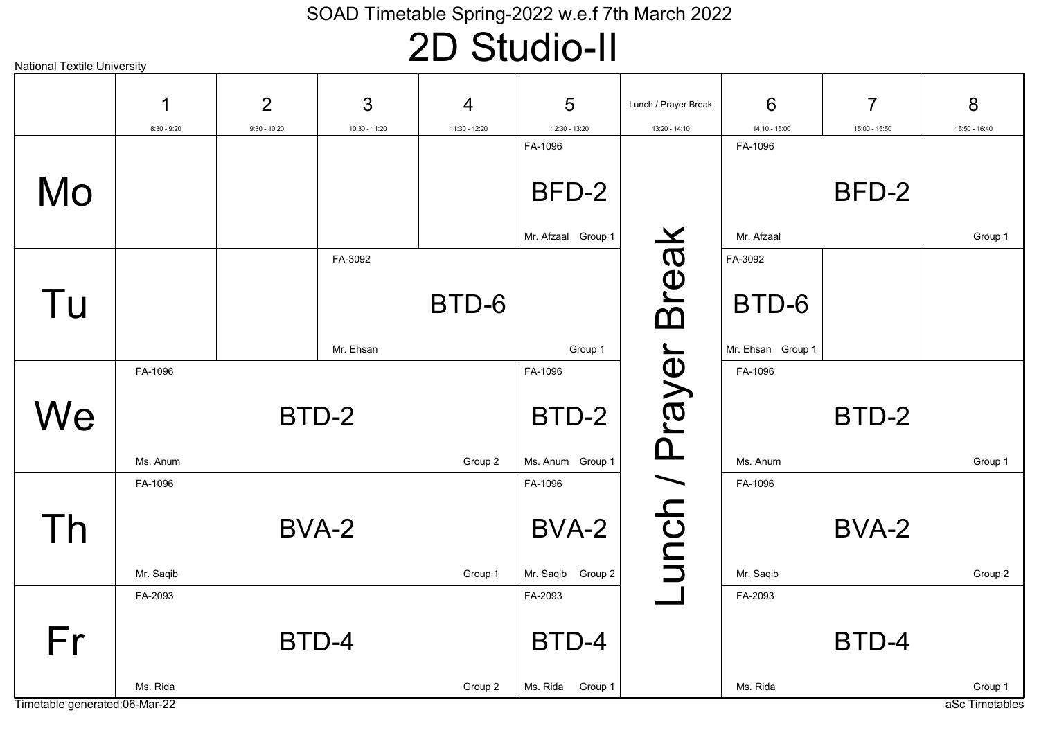SOAD Timetable Spring-2022 w.e.f 7th March 2022

# 2D Studio-II

National Textile University

| | 1<br>8:30 - 9:20 | 2<br>9:30 - 10:20 | 3<br>10:30 - 11:20 | 4<br>11:30 - 12:20 | 5<br>12:30 - 13:20 | Lunch / Prayer Break<br>13:20 - 14:10 | 6<br>14:10 - 15:00 | 7<br>15:00 - 15:50 | 8<br>15:50 - 16:40 |
|---|---|---|---|---|---|---|---|---|---|
| Mo | | | | | FA-1096 BFD-2 Mr. Afzaal Group 1 | Lunch / Prayer Break | FA-1096 BFD-2 Mr. Afzaal Group 1 | | |
| Tu | | | FA-3092 BTD-6 Mr. Ehsan Group 1 | | | Lunch / Prayer Break | FA-3092 BTD-6 Mr. Ehsan Group 1 | | |
| We | FA-1096 BTD-2 Ms. Anum Group 2 | | | | FA-1096 BTD-2 Ms. Anum Group 1 | Lunch / Prayer Break | FA-1096 BTD-2 Ms. Anum Group 1 | | |
| Th | FA-1096 BVA-2 Mr. Saqib Group 1 | | | | FA-1096 BVA-2 Mr. Saqib Group 2 | Lunch / Prayer Break | FA-1096 BVA-2 Mr. Saqib Group 2 | | |
| Fr | FA-2093 BTD-4 Ms. Rida Group 2 | | | | FA-2093 BTD-4 Ms. Rida Group 1 | Lunch / Prayer Break | FA-2093 BTD-4 Ms. Rida Group 1 | | |

Timetable generated:06-Mar-22

aSc Timetables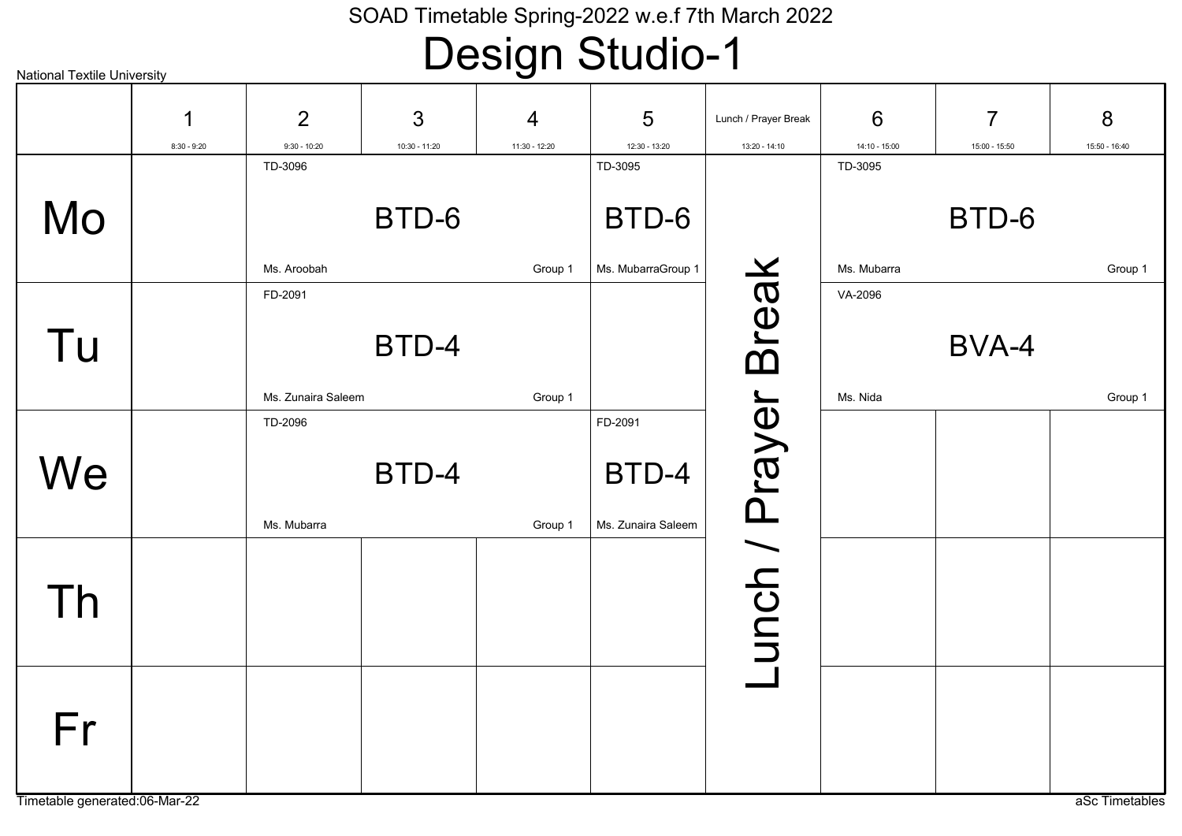SOAD Timetable Spring-2022 w.e.f 7th March 2022

# Design Studio-1

National Textile University

| | 1<br>8:30 - 9:20 | 2<br>9:30 - 10:20 | 3<br>10:30 - 11:20 | 4<br>11:30 - 12:20 | 5<br>12:30 - 13:20 | Lunch / Prayer Break<br>13:20 - 14:10 | 6<br>14:10 - 15:00 | 7<br>15:00 - 15:50 | 8<br>15:50 - 16:40 |
|---|---|---|---|---|---|---|---|---|---|
| Mo | | TD-3096 BTD-6 Ms. Aroobah Group 1 | | | TD-3095 BTD-6 Ms. Mubarra Group 1 | Lunch / Prayer Break | TD-3095 BTD-6 Ms. Mubarra Group 1 | | |
| Tu | | FD-2091 BTD-4 Ms. Zunaira Saleem Group 1 | | | | Lunch / Prayer Break | VA-2096 BVA-4 Ms. Nida Group 1 | | |
| We | | TD-2096 BTD-4 Ms. Mubarra Group 1 | | | FD-2091 BTD-4 Ms. Zunaira Saleem | Lunch / Prayer Break | | | |
| Th | | | | | | Lunch / Prayer Break | | | |
| Fr | | | | | | Lunch / Prayer Break | | | |

Timetable generated:06-Mar-22

aSc Timetables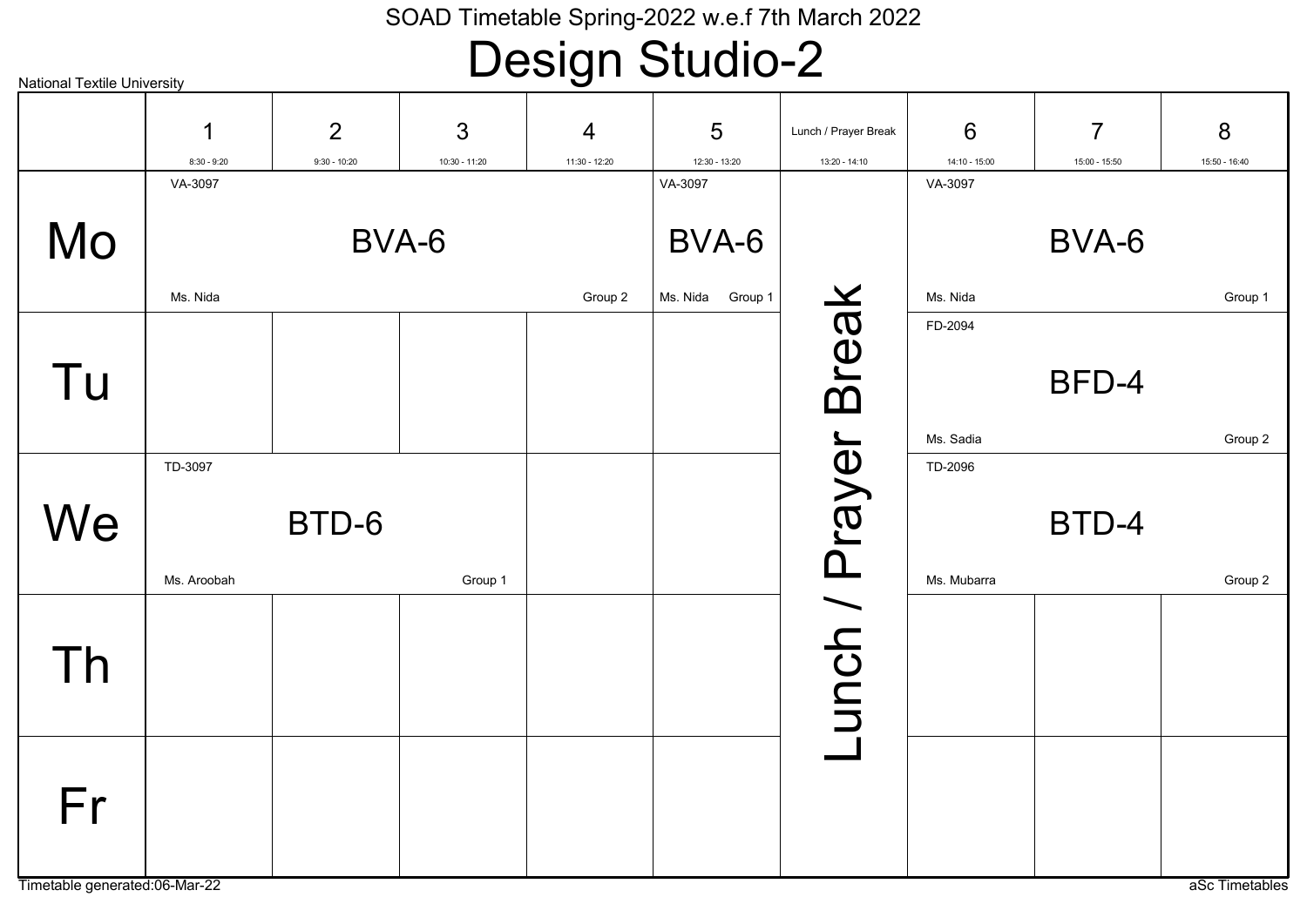SOAD Timetable Spring-2022 w.e.f 7th March 2022

# Design Studio-2

National Textile University

| | 1<br>8:30 - 9:20 | 2<br>9:30 - 10:20 | 3<br>10:30 - 11:20 | 4<br>11:30 - 12:20 | 5<br>12:30 - 13:20 | Lunch / Prayer Break<br>13:20 - 14:10 | 6<br>14:10 - 15:00 | 7<br>15:00 - 15:50 | 8<br>15:50 - 16:40 |
|---|---|---|---|---|---|---|---|---|---|
| Mo | VA-3097 BVA-6 Ms. Nida Group 2 | | | | VA-3097 BVA-6 Ms. Nida Group 1 | Lunch / Prayer Break | VA-3097 BVA-6 Ms. Nida Group 1 | | |
| Tu | | | | | | Lunch / Prayer Break | FD-2094 BFD-4 Ms. Sadia Group 2 | | |
| We | TD-3097 BTD-6 Ms. Aroobah Group 1 | | | | | Lunch / Prayer Break | TD-2096 BTD-4 Ms. Mubarra Group 2 | | |
| Th | | | | | | Lunch / Prayer Break | | | |
| Fr | | | | | | Lunch / Prayer Break | | | |

Timetable generated:06-Mar-22

aSc Timetables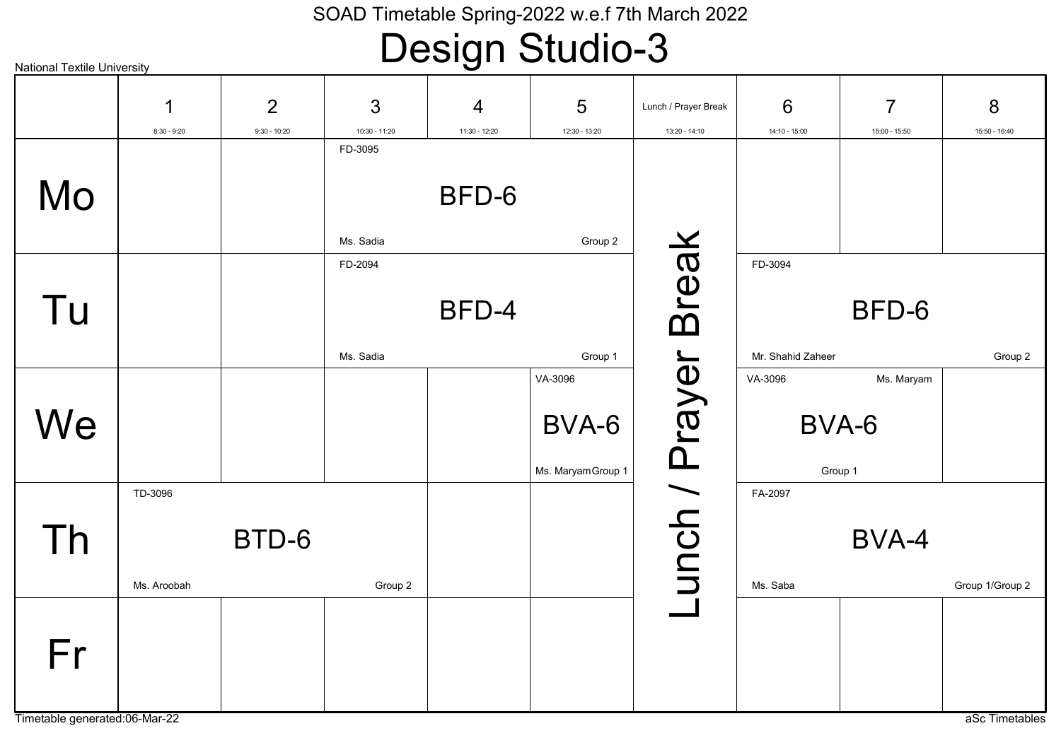SOAD Timetable Spring-2022 w.e.f 7th March 2022

# Design Studio-3

National Textile University

| | 1<br>8:30 - 9:20 | 2<br>9:30 - 10:20 | 3<br>10:30 - 11:20 | 4<br>11:30 - 12:20 | 5<br>12:30 - 13:20 | Lunch / Prayer Break<br>13:20 - 14:10 | 6<br>14:10 - 15:00 | 7<br>15:00 - 15:50 | 8<br>15:50 - 16:40 |
|---|---|---|---|---|---|---|---|---|---|
| Mo | | | FD-3095 BFD-6 Ms. Sadia Group 2 | | | Lunch / Prayer Break | | | |
| Tu | | | FD-2094 BFD-4 Ms. Sadia Group 1 | | | Lunch / Prayer Break | FD-3094 BFD-6 Mr. Shahid Zaheer Group 2 | | |
| We | | | | | VA-3096 BVA-6 Ms. Maryam Group 1 | Lunch / Prayer Break | VA-3096 BVA-6 Ms. Maryam Group 1 | | |
| Th | TD-3096 BTD-6 Ms. Aroobah Group 2 | | | | | Lunch / Prayer Break | FA-2097 BVA-4 Ms. Saba Group 1/Group 2 | | |
| Fr | | | | | | Lunch / Prayer Break | | | |

Timetable generated:06-Mar-22

aSc Timetables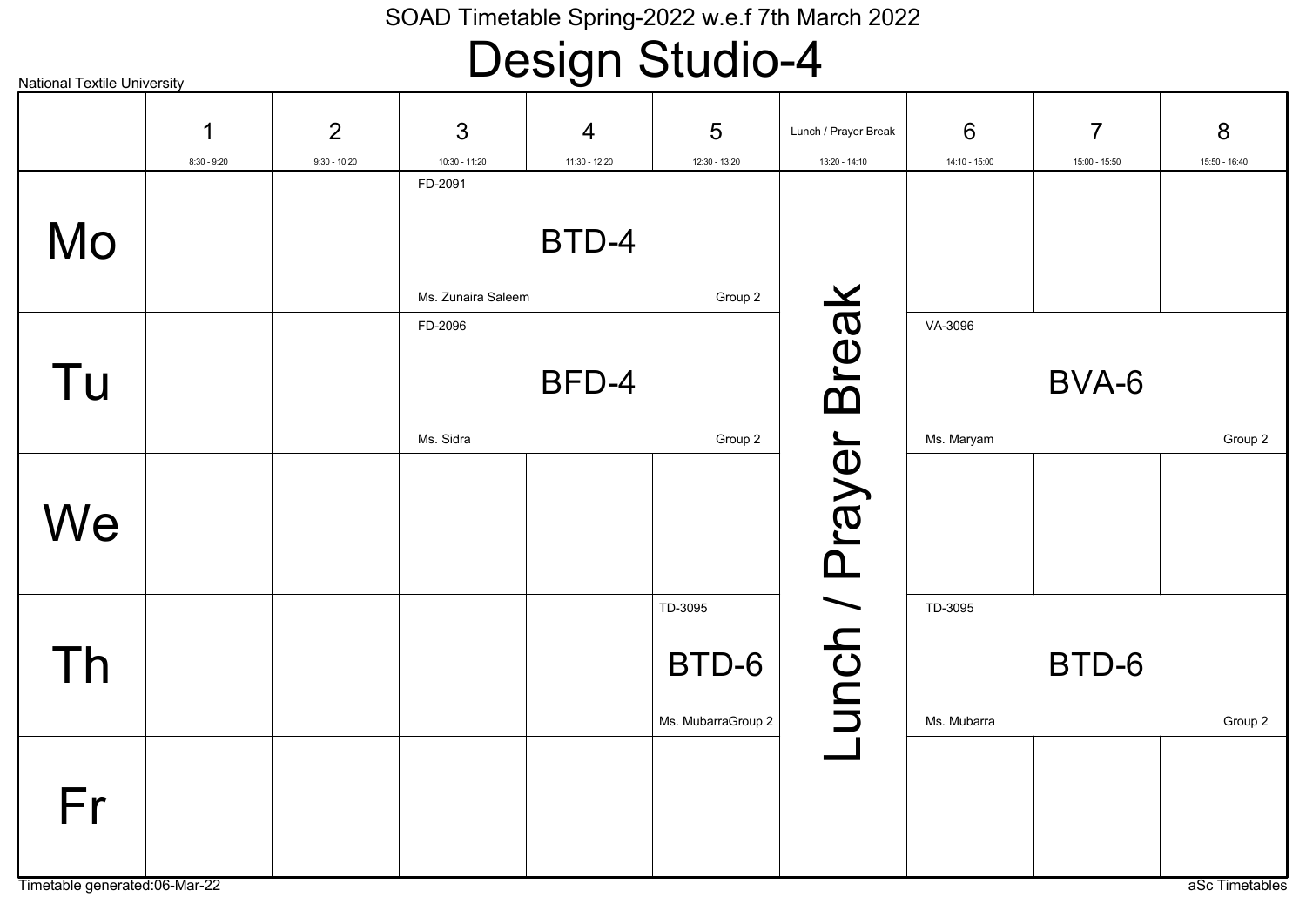SOAD Timetable Spring-2022 w.e.f 7th March 2022

# Design Studio-4

National Textile University

| | 1<br>8:30 - 9:20 | 2<br>9:30 - 10:20 | 3<br>10:30 - 11:20 | 4<br>11:30 - 12:20 | 5<br>12:30 - 13:20 | Lunch / Prayer Break<br>13:20 - 14:10 | 6<br>14:10 - 15:00 | 7<br>15:00 - 15:50 | 8<br>15:50 - 16:40 |
|---|---|---|---|---|---|---|---|---|---|
| Mo | | | FD-2091 BTD-4 Ms. Zunaira Saleem Group 2 | | | Lunch / Prayer Break | | | |
| Tu | | | FD-2096 BFD-4 Ms. Sidra Group 2 | | | | VA-3096 BVA-6 Ms. Maryam Group 2 | | |
| We | | | | | | | | | |
| Th | | | | | TD-3095 BTD-6 Ms. MubarraGroup 2 | | TD-3095 BTD-6 Ms. Mubarra Group 2 | | |
| Fr | | | | | | | | | |

Timetable generated:06-Mar-22

aSc Timetables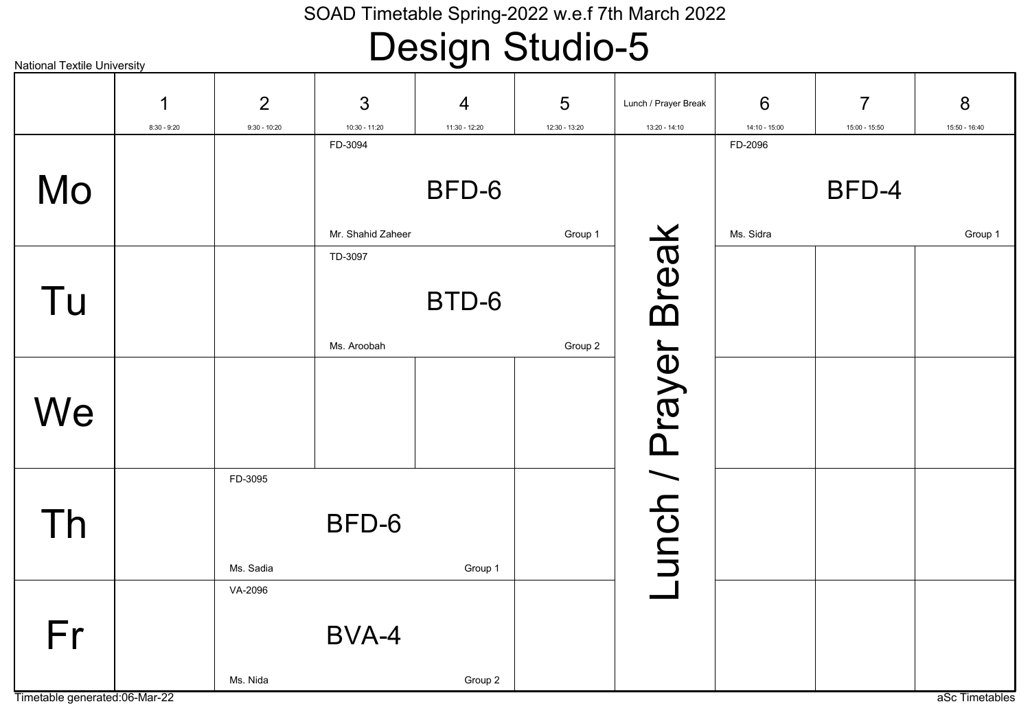National Textile University

SOAD Timetable Spring-2022 w.e.f 7th March 2022

# Design Studio-5

| | 1<br>8:30 - 9:20 | 2<br>9:30 - 10:20 | 3<br>10:30 - 11:20 | 4<br>11:30 - 12:20 | 5<br>12:30 - 13:20 | Lunch / Prayer Break<br>13:20 - 14:10 | 6<br>14:10 - 15:00 | 7<br>15:00 - 15:50 | 8<br>15:50 - 16:40 |
|---|---|---|---|---|---|---|---|---|---|
| Mo | | | FD-3094 BFD-6 Mr. Shahid Zaheer Group 1 | | | Lunch / Prayer Break | FD-2096 BFD-4 Ms. Sidra Group 1 | | |
| Tu | | | TD-3097 BTD-6 Ms. Aroobah Group 2 | | | Lunch / Prayer Break | | | |
| We | | | | | | Lunch / Prayer Break | | | |
| Th | | FD-3095 BFD-6 Ms. Sadia Group 1 | | | | Lunch / Prayer Break | | | |
| Fr | | VA-2096 BVA-4 Ms. Nida Group 2 | | | | Lunch / Prayer Break | | | |

Timetable generated:06-Mar-22

aSc Timetables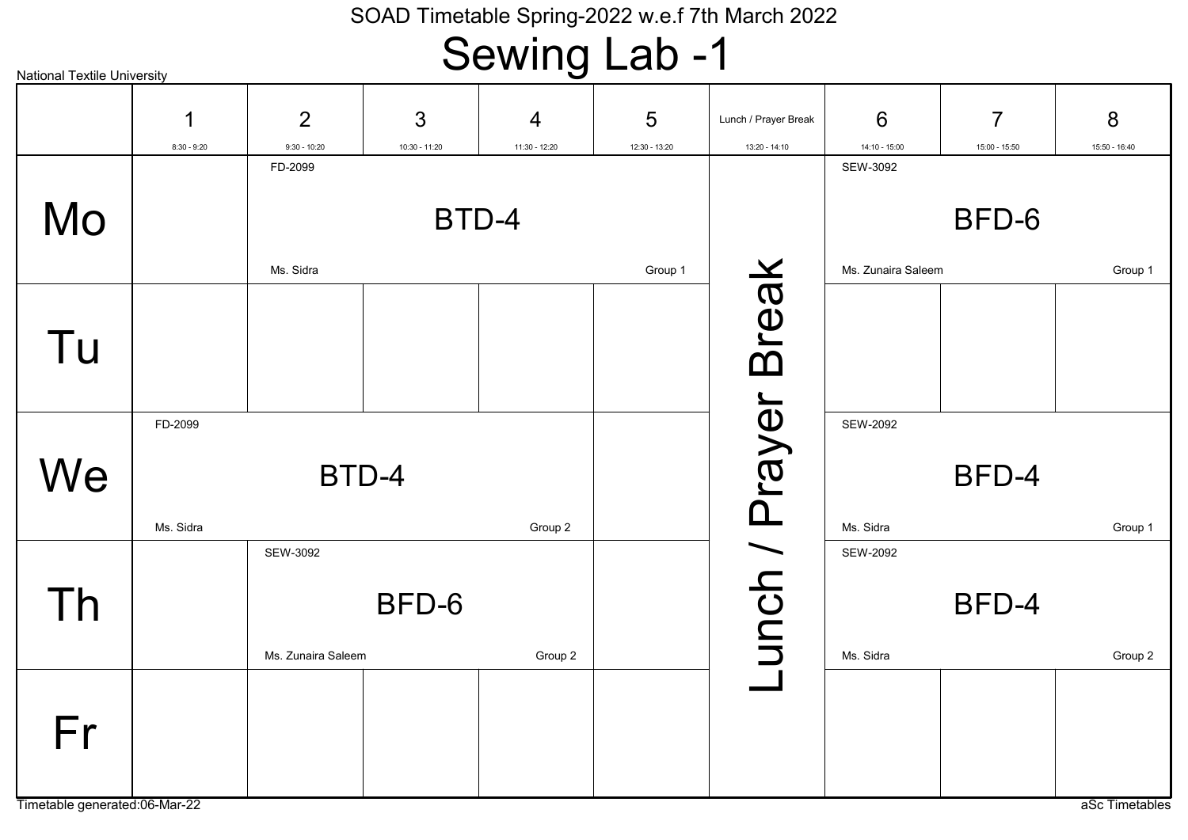SOAD Timetable Spring-2022 w.e.f 7th March 2022

# Sewing Lab -1

National Textile University

| | 1<br>8:30 - 9:20 | 2<br>9:30 - 10:20 | 3<br>10:30 - 11:20 | 4<br>11:30 - 12:20 | 5<br>12:30 - 13:20 | Lunch / Prayer Break<br>13:20 - 14:10 | 6<br>14:10 - 15:00 | 7<br>15:00 - 15:50 | 8<br>15:50 - 16:40 |
|---|---|---|---|---|---|---|---|---|---|
| Mo | | FD-2099 BTD-4 Ms. Sidra Group 1 | | | | Lunch / Prayer Break | SEW-3092 BFD-6 Ms. Zunaira Saleem Group 1 | | |
| Tu | | | | | | | | | |
| We | FD-2099 BTD-4 Ms. Sidra Group 2 | | | | | | SEW-2092 BFD-4 Ms. Sidra Group 1 | | |
| Th | | SEW-3092 BFD-6 Ms. Zunaira Saleem Group 2 | | | | | SEW-2092 BFD-4 Ms. Sidra Group 2 | | |
| Fr | | | | | | | | | |

Timetable generated:06-Mar-22

aSc Timetables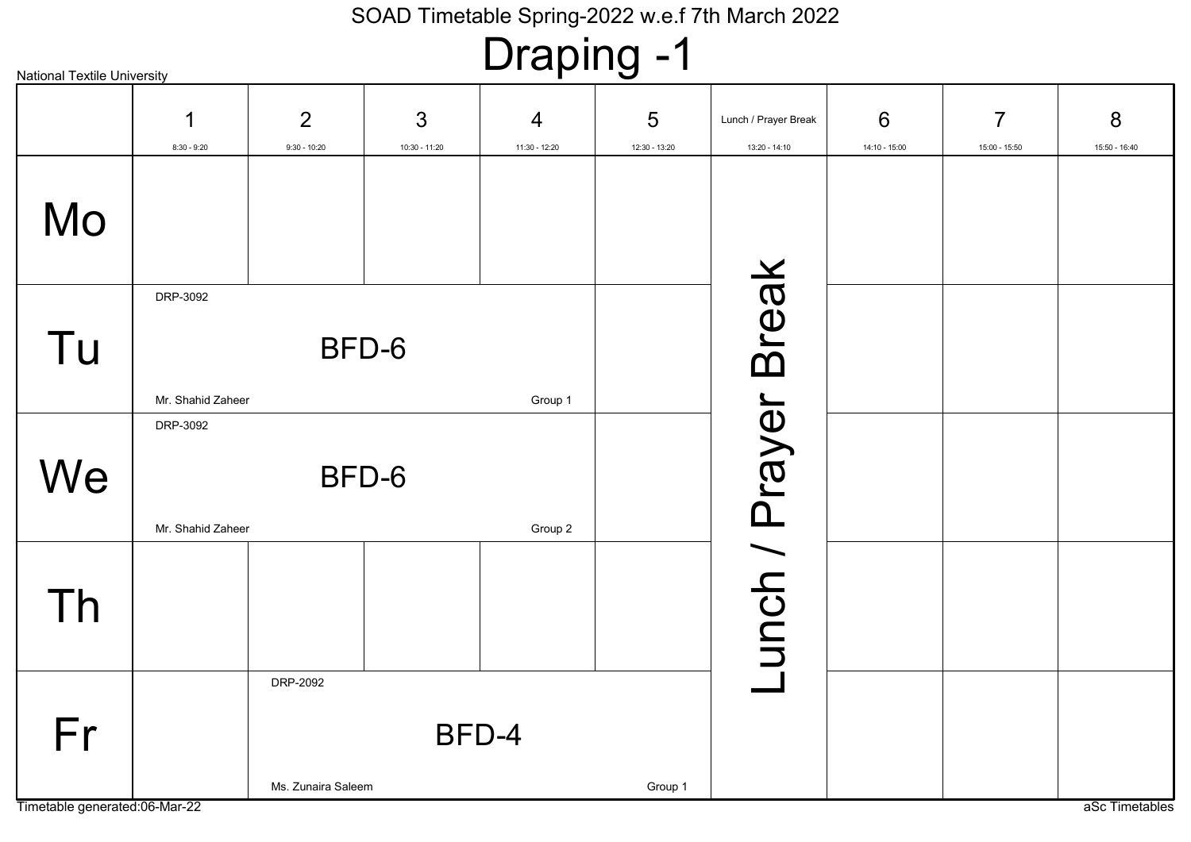National Textile University

SOAD Timetable Spring-2022 w.e.f 7th March 2022

# Draping -1

| | 1<br>8:30 - 9:20 | 2<br>9:30 - 10:20 | 3<br>10:30 - 11:20 | 4<br>11:30 - 12:20 | 5<br>12:30 - 13:20 | Lunch / Prayer Break<br>13:20 - 14:10 | 6<br>14:10 - 15:00 | 7<br>15:00 - 15:50 | 8<br>15:50 - 16:40 |
|---|---|---|---|---|---|---|---|---|---|
| Mo | | | | | | Lunch / Prayer Break | | | |
| Tu | DRP-3092<br>BFD-6<br>Mr. Shahid Zaheer<br>Group 1 | | | | | | | | |
| We | DRP-3092<br>BFD-6<br>Mr. Shahid Zaheer<br>Group 2 | | | | | | | | |
| Th | | | | | | | | | |
| Fr | | DRP-2092<br>BFD-4<br>Ms. Zunaira Saleem<br>Group 1 | | | | | | | |

Timetable generated:06-Mar-22

aSc Timetables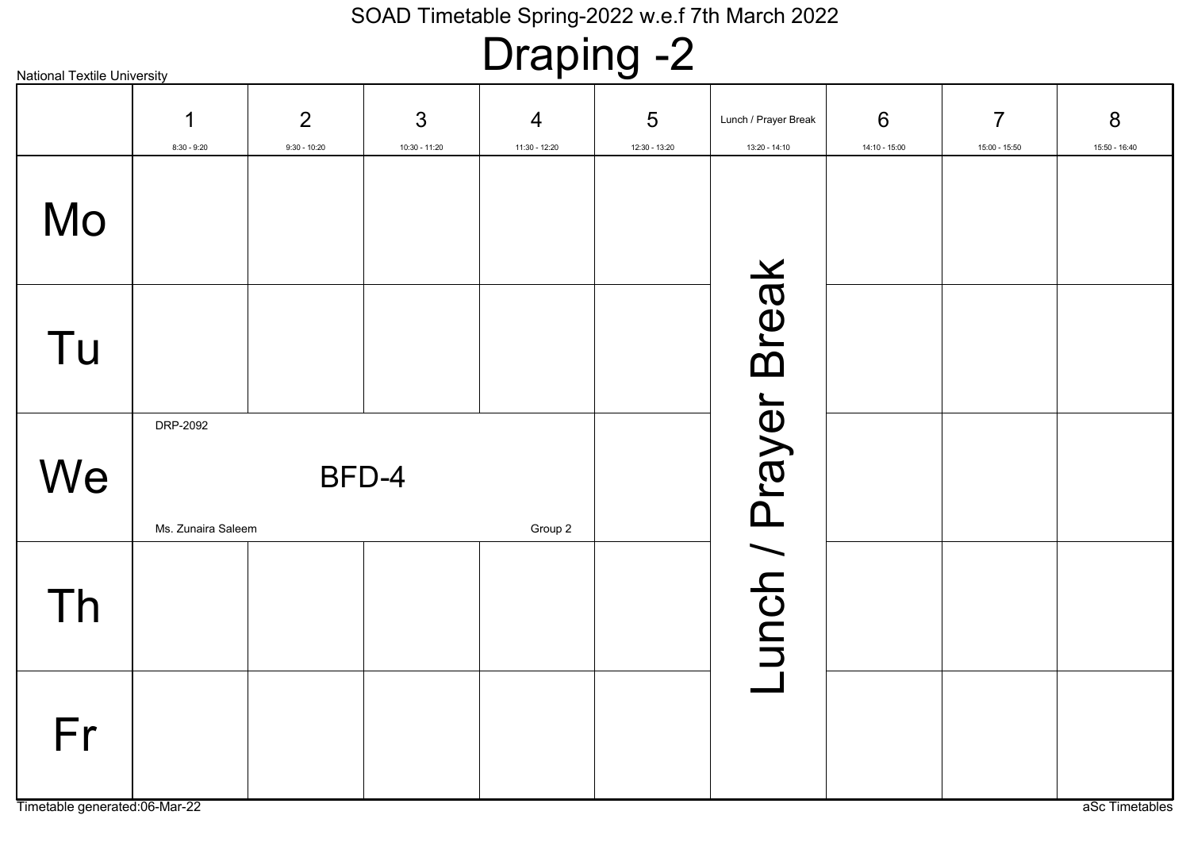SOAD Timetable Spring-2022 w.e.f 7th March 2022

# Draping -2

National Textile University

| | 1<br>8:30 - 9:20 | 2<br>9:30 - 10:20 | 3<br>10:30 - 11:20 | 4<br>11:30 - 12:20 | 5<br>12:30 - 13:20 | Lunch / Prayer Break<br>13:20 - 14:10 | 6<br>14:10 - 15:00 | 7<br>15:00 - 15:50 | 8<br>15:50 - 16:40 |
|---|---|---|---|---|---|---|---|---|---|
| Mo | | | | | | Lunch / Prayer Break | | | |
| Tu | | | | | | | | | |
| We | DRP-2092 BFD-4 Ms. Zunaira Saleem Group 2 | | | | | | | | |
| Th | | | | | | | | | |
| Fr | | | | | | | | | |

Timetable generated:06-Mar-22

aSc Timetables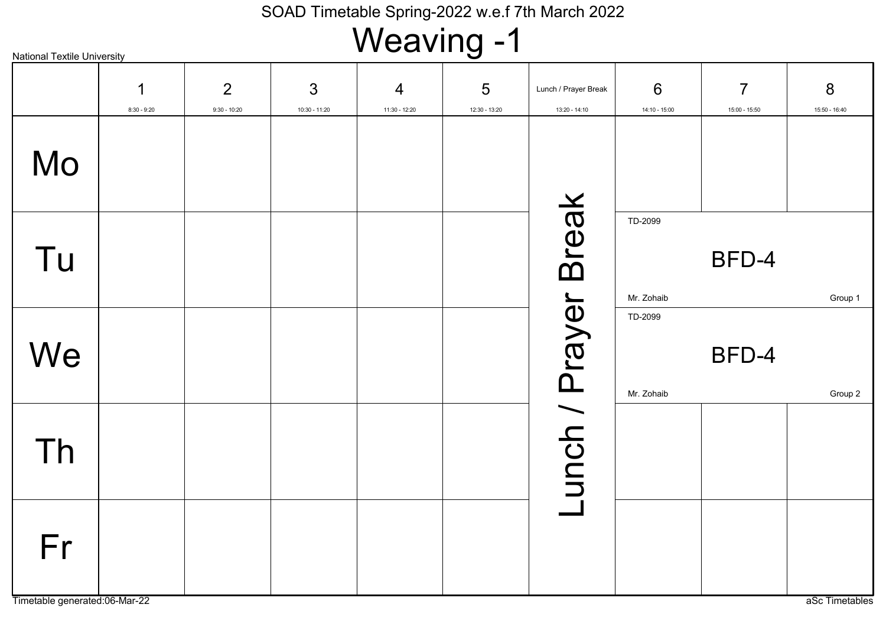SOAD Timetable Spring-2022 w.e.f 7th March 2022

# Weaving -1

National Textile University

| | 1<br>8:30 - 9:20 | 2<br>9:30 - 10:20 | 3<br>10:30 - 11:20 | 4<br>11:30 - 12:20 | 5<br>12:30 - 13:20 | Lunch / Prayer Break<br>13:20 - 14:10 | 6<br>14:10 - 15:00 | 7<br>15:00 - 15:50 | 8<br>15:50 - 16:40 |
|---|---|---|---|---|---|---|---|---|---|
| Mo | | | | | | Lunch / Prayer Break | | | |
| Tu | | | | | | | TD-2099 BFD-4 Mr. Zohaib Group 1 | | |
| We | | | | | | | TD-2099 BFD-4 Mr. Zohaib Group 2 | | |
| Th | | | | | | | | | |
| Fr | | | | | | | | | |

Timetable generated:06-Mar-22

aSc Timetables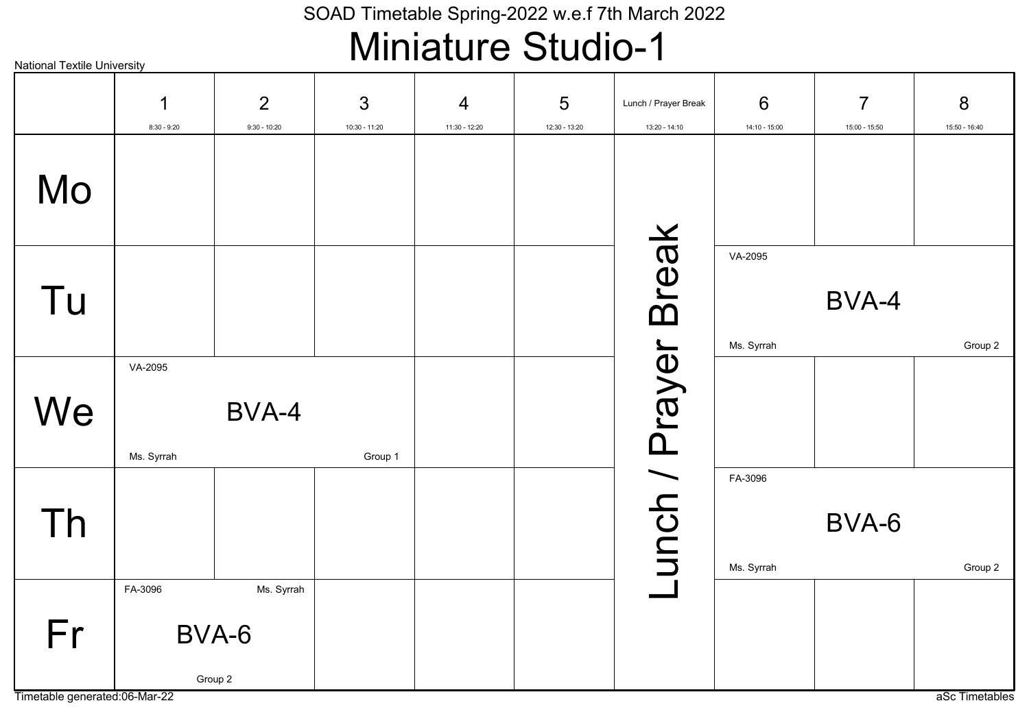SOAD Timetable Spring-2022 w.e.f 7th March 2022

# Miniature Studio-1

National Textile University

| | 1 (8:30 - 9:20) | 2 (9:30 - 10:20) | 3 (10:30 - 11:20) | 4 (11:30 - 12:20) | 5 (12:30 - 13:20) | Lunch / Prayer Break (13:20 - 14:10) | 6 (14:10 - 15:00) | 7 (15:00 - 15:50) | 8 (15:50 - 16:40) |
|---|---|---|---|---|---|---|---|---|---|
| Mo | | | | | | Lunch / Prayer Break | | | |
| Tu | | | | | | Lunch / Prayer Break | VA-2095 BVA-4 Ms. Syrrah Group 2 | | |
| We | VA-2095 BVA-4 Ms. Syrrah Group 1 | | | | | Lunch / Prayer Break | | | |
| Th | | | | | | Lunch / Prayer Break | FA-3096 BVA-6 Ms. Syrrah Group 2 | | |
| Fr | FA-3096 BVA-6 Ms. Syrrah Group 2 | | | | | Lunch / Prayer Break | | | |

Timetable generated:06-Mar-22

aSc Timetables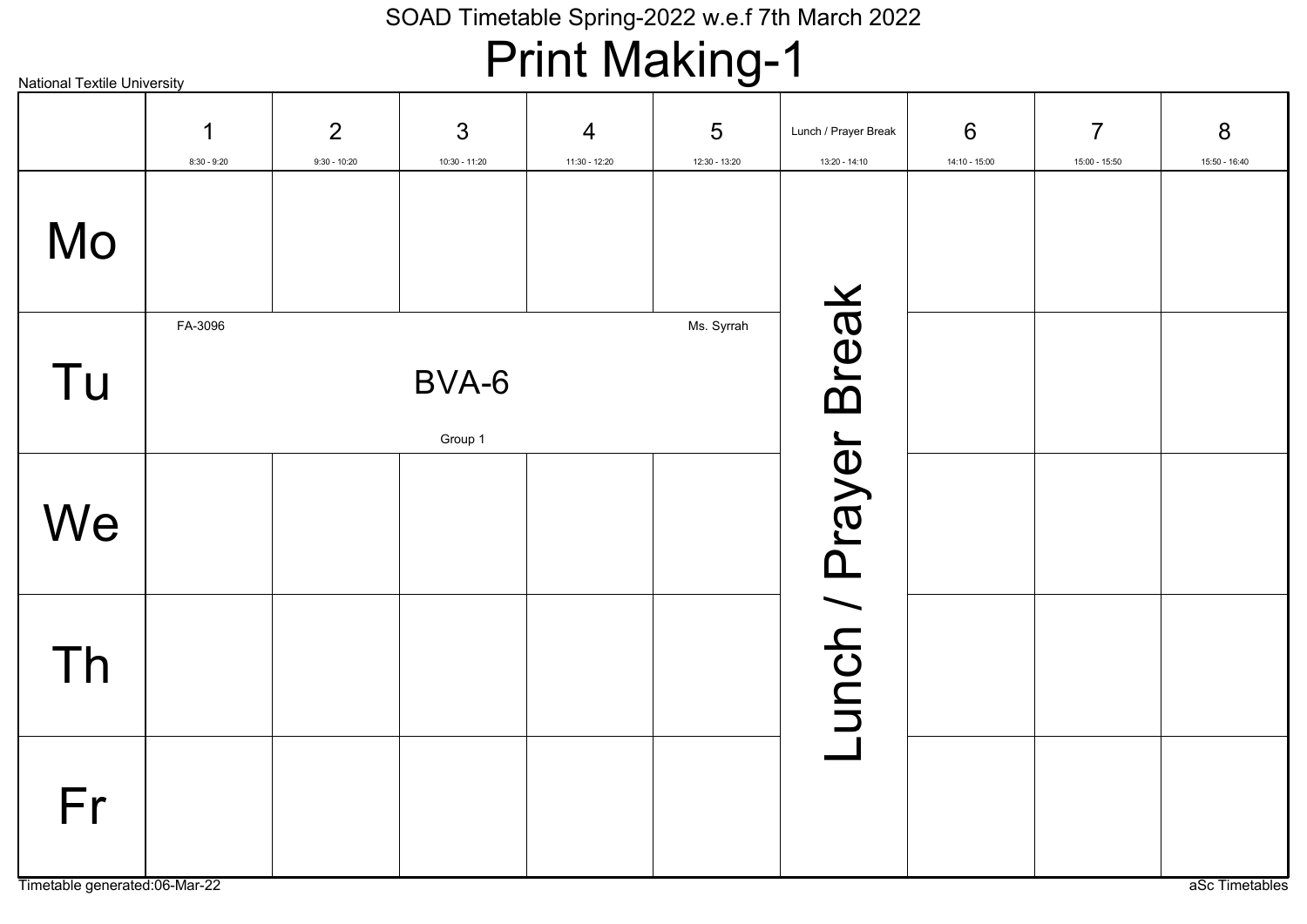SOAD Timetable Spring-2022 w.e.f 7th March 2022

# Print Making-1

National Textile University

| | 1<br>8:30 - 9:20 | 2<br>9:30 - 10:20 | 3<br>10:30 - 11:20 | 4<br>11:30 - 12:20 | 5<br>12:30 - 13:20 | Lunch / Prayer Break<br>13:20 - 14:10 | 6<br>14:10 - 15:00 | 7<br>15:00 - 15:50 | 8<br>15:50 - 16:40 |
|---|---|---|---|---|---|---|---|---|---|
| Mo | | | | | | Lunch / Prayer Break | | | |
| Tu | FA-3096<br>BVA-6<br>Group 1<br>Ms. Syrrah | | | | | | | | |
| We | | | | | | | | | |
| Th | | | | | | | | | |
| Fr | | | | | | | | | |

Timetable generated:06-Mar-22

aSc Timetables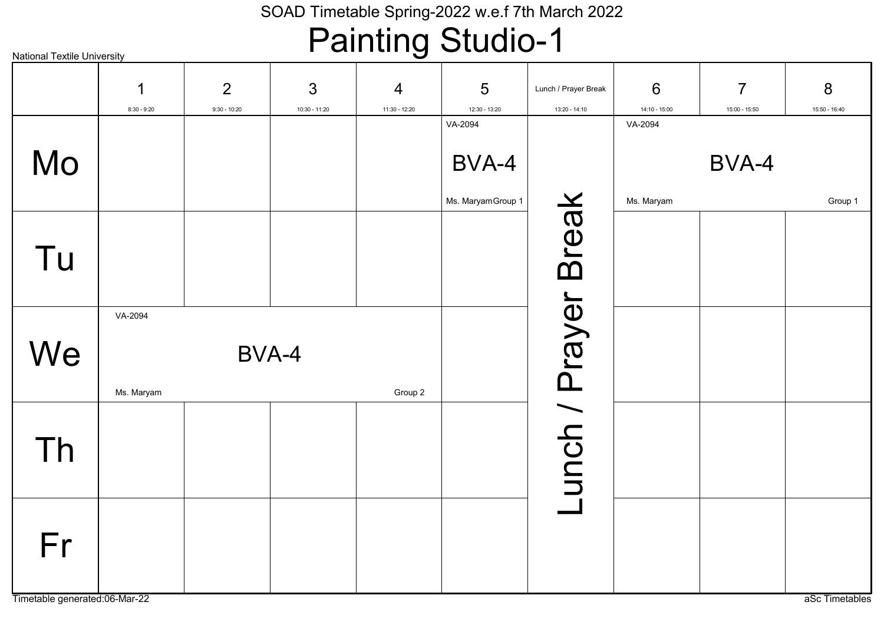SOAD Timetable Spring-2022 w.e.f 7th March 2022

# Painting Studio-1

National Textile University

| | 1<br>8:30 - 9:20 | 2<br>9:30 - 10:20 | 3<br>10:30 - 11:20 | 4<br>11:30 - 12:20 | 5<br>12:30 - 13:20 | Lunch / Prayer Break<br>13:20 - 14:10 | 6<br>14:10 - 15:00 | 7<br>15:00 - 15:50 | 8<br>15:50 - 16:40 |
|---|---|---|---|---|---|---|---|---|---|
| Mo | | | | | VA-2094 BVA-4 Ms. Maryam Group 1 | Lunch / Prayer Break | VA-2094 BVA-4 Ms. Maryam Group 1 | | |
| Tu | | | | | | Lunch / Prayer Break | | | |
| We | VA-2094 BVA-4 Ms. Maryam Group 2 | | | | | Lunch / Prayer Break | | | |
| Th | | | | | | Lunch / Prayer Break | | | |
| Fr | | | | | | Lunch / Prayer Break | | | |

Timetable generated:06-Mar-22

aSc Timetables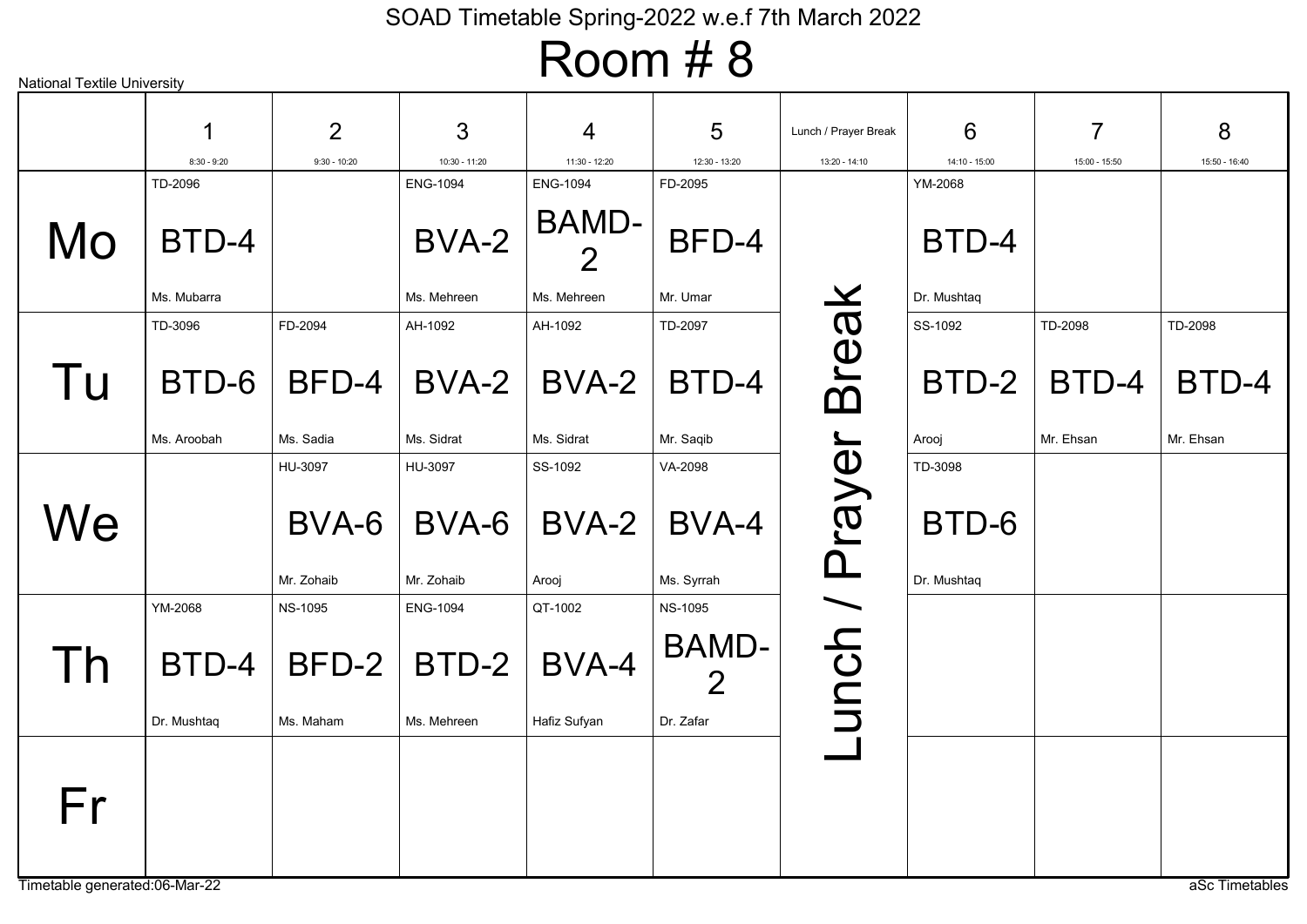National Textile University

# SOAD Timetable Spring-2022 w.e.f 7th March 2022

## Room # 8

| | 1 (8:30 - 9:20) | 2 (9:30 - 10:20) | 3 (10:30 - 11:20) | 4 (11:30 - 12:20) | 5 (12:30 - 13:20) | Lunch / Prayer Break (13:20 - 14:10) | 6 (14:10 - 15:00) | 7 (15:00 - 15:50) | 8 (15:50 - 16:40) |
|---|---|---|---|---|---|---|---|---|---|
| Mo | TD-2096 BTD-4 Ms. Mubarra | | ENG-1094 BVA-2 Ms. Mehreen | ENG-1094 BAMD-2 Ms. Mehreen | FD-2095 BFD-4 Mr. Umar | Lunch / Prayer Break | YM-2068 BTD-4 Dr. Mushtaq | | |
| Tu | TD-3096 BTD-6 Ms. Aroobah | FD-2094 BFD-4 Ms. Sadia | AH-1092 BVA-2 Ms. Sidrat | AH-1092 BVA-2 Ms. Sidrat | TD-2097 BTD-4 Mr. Saqib | | SS-1092 BTD-2 Arooj | TD-2098 BTD-4 Mr. Ehsan | TD-2098 BTD-4 Mr. Ehsan |
| We | | HU-3097 BVA-6 Mr. Zohaib | HU-3097 BVA-6 Mr. Zohaib | SS-1092 BVA-2 Arooj | VA-2098 BVA-4 Ms. Syrrah | | TD-3098 BTD-6 Dr. Mushtaq | | |
| Th | YM-2068 BTD-4 Dr. Mushtaq | NS-1095 BFD-2 Ms. Maham | ENG-1094 BTD-2 Ms. Mehreen | QT-1002 BVA-4 Hafiz Sufyan | NS-1095 BAMD-2 Dr. Zafar | | | | |
| Fr | | | | | | | | | |

Timetable generated:06-Mar-22

aSc Timetables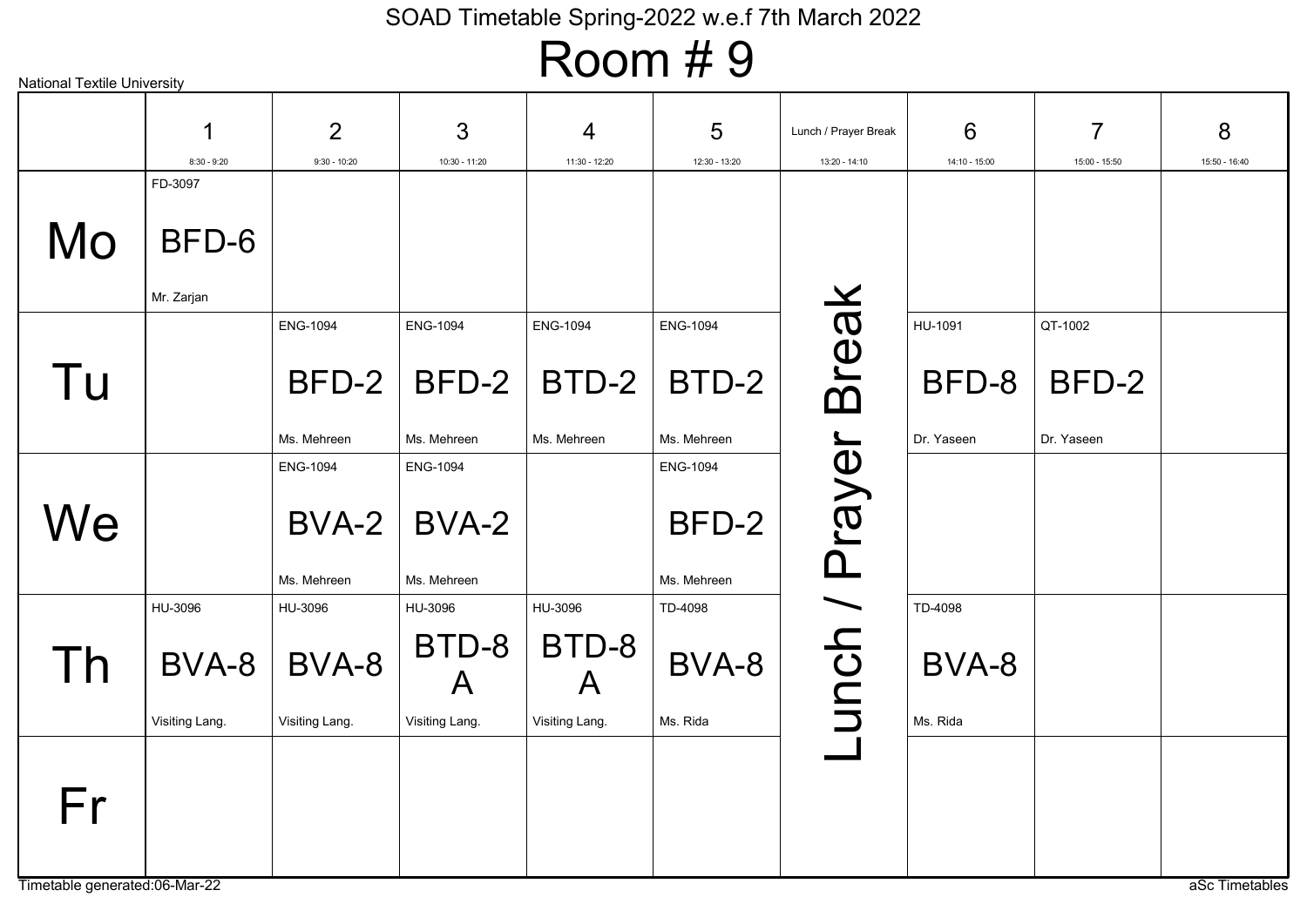# SOAD Timetable Spring-2022 w.e.f 7th March 2022

## Room # 9

National Textile University

| | 1<br>8:30 - 9:20 | 2<br>9:30 - 10:20 | 3<br>10:30 - 11:20 | 4<br>11:30 - 12:20 | 5<br>12:30 - 13:20 | Lunch / Prayer Break<br>13:20 - 14:10 | 6<br>14:10 - 15:00 | 7<br>15:00 - 15:50 | 8<br>15:50 - 16:40 |
|---|---|---|---|---|---|---|---|---|---|
| Mo | FD-3097<br>BFD-6<br>Mr. Zarjan | | | | | Lunch / Prayer Break | | | |
| Tu | | ENG-1094<br>BFD-2<br>Ms. Mehreen | ENG-1094<br>BFD-2<br>Ms. Mehreen | ENG-1094<br>BTD-2<br>Ms. Mehreen | ENG-1094<br>BTD-2<br>Ms. Mehreen | | HU-1091<br>BFD-8<br>Dr. Yaseen | QT-1002<br>BFD-2<br>Dr. Yaseen | |
| We | | ENG-1094<br>BVA-2<br>Ms. Mehreen | ENG-1094<br>BVA-2<br>Ms. Mehreen | | ENG-1094<br>BFD-2<br>Ms. Mehreen | | | | |
| Th | HU-3096<br>BVA-8<br>Visiting Lang. | HU-3096<br>BVA-8<br>Visiting Lang. | HU-3096<br>BTD-8 A<br>Visiting Lang. | HU-3096<br>BTD-8 A<br>Visiting Lang. | TD-4098<br>BVA-8<br>Ms. Rida | | TD-4098<br>BVA-8<br>Ms. Rida | | |
| Fr | | | | | | | | | |

Timetable generated:06-Mar-22

aSc Timetables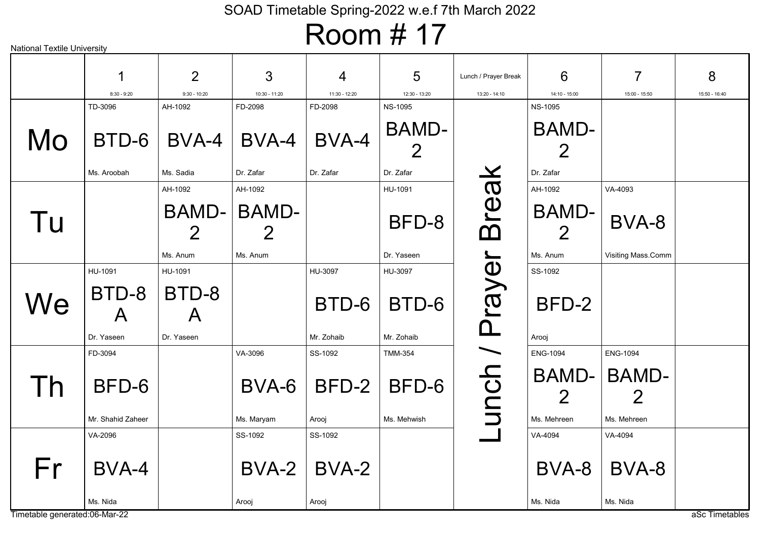SOAD Timetable Spring-2022 w.e.f 7th March 2022

# Room # 17

National Textile University

| | 1<br>8:30 - 9:20 | 2<br>9:30 - 10:20 | 3<br>10:30 - 11:20 | 4<br>11:30 - 12:20 | 5<br>12:30 - 13:20 | Lunch / Prayer Break<br>13:20 - 14:10 | 6<br>14:10 - 15:00 | 7<br>15:00 - 15:50 | 8<br>15:50 - 16:40 |
|---|---|---|---|---|---|---|---|---|---|
| Mo | TD-3096<br>BTD-6<br>Ms. Aroobah | AH-1092<br>BVA-4<br>Ms. Sadia | FD-2098<br>BVA-4<br>Dr. Zafar | FD-2098<br>BVA-4<br>Dr. Zafar | NS-1095<br>BAMD-2<br>Dr. Zafar | Lunch / Prayer Break | NS-1095<br>BAMD-2<br>Dr. Zafar | | |
| Tu | | AH-1092<br>BAMD-2<br>Ms. Anum | AH-1092<br>BAMD-2<br>Ms. Anum | | HU-1091<br>BFD-8<br>Dr. Yaseen | | AH-1092<br>BAMD-2<br>Ms. Anum | VA-4093<br>BVA-8<br>Visiting Mass.Comm | |
| We | HU-1091<br>BTD-8 A<br>Dr. Yaseen | HU-1091<br>BTD-8 A<br>Dr. Yaseen | | HU-3097<br>BTD-6<br>Mr. Zohaib | HU-3097<br>BTD-6<br>Mr. Zohaib | | SS-1092<br>BFD-2<br>Arooj | | |
| Th | FD-3094<br>BFD-6<br>Mr. Shahid Zaheer | | VA-3096<br>BVA-6<br>Ms. Maryam | SS-1092<br>BFD-2<br>Arooj | TMM-354<br>BFD-6<br>Ms. Mehwish | | ENG-1094<br>BAMD-2<br>Ms. Mehreen | ENG-1094<br>BAMD-2<br>Ms. Mehreen | |
| Fr | VA-2096<br>BVA-4<br>Ms. Nida | | SS-1092<br>BVA-2<br>Arooj | SS-1092<br>BVA-2<br>Arooj | | | VA-4094<br>BVA-8<br>Ms. Nida | VA-4094<br>BVA-8<br>Ms. Nida | |

Timetable generated:06-Mar-22

aSc Timetables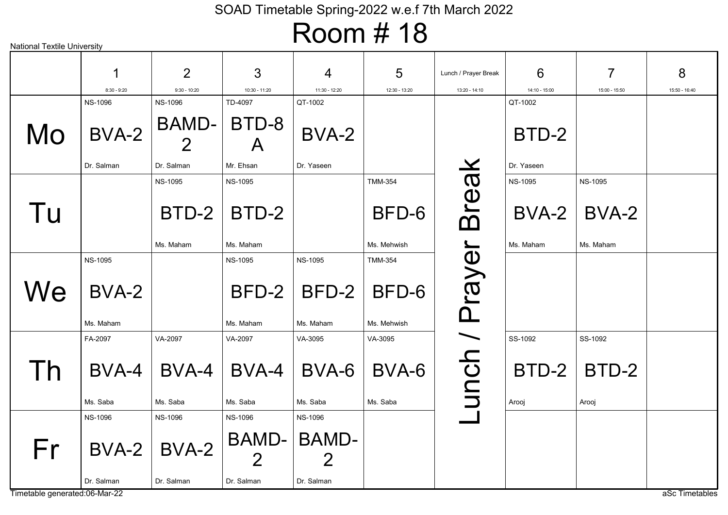SOAD Timetable Spring-2022 w.e.f 7th March 2022

# Room # 18

National Textile University

| | 1<br>8:30 - 9:20 | 2<br>9:30 - 10:20 | 3<br>10:30 - 11:20 | 4<br>11:30 - 12:20 | 5<br>12:30 - 13:20 | Lunch / Prayer Break<br>13:20 - 14:10 | 6<br>14:10 - 15:00 | 7<br>15:00 - 15:50 | 8<br>15:50 - 16:40 |
|---|---|---|---|---|---|---|---|---|---|
| Mo | NS-1096<br>BVA-2<br>Dr. Salman | NS-1096<br>BAMD-2<br>Dr. Salman | TD-4097<br>BTD-8 A<br>Mr. Ehsan | QT-1002<br>BVA-2<br>Dr. Yaseen | | Lunch / Prayer Break | QT-1002<br>BTD-2<br>Dr. Yaseen | | |
| Tu | | NS-1095<br>BTD-2<br>Ms. Maham | NS-1095<br>BTD-2<br>Ms. Maham | | TMM-354<br>BFD-6<br>Ms. Mehwish | | NS-1095<br>BVA-2<br>Ms. Maham | NS-1095<br>BVA-2<br>Ms. Maham | |
| We | NS-1095<br>BVA-2<br>Ms. Maham | | NS-1095<br>BFD-2<br>Ms. Maham | NS-1095<br>BFD-2<br>Ms. Maham | TMM-354<br>BFD-6<br>Ms. Mehwish | | | | |
| Th | FA-2097<br>BVA-4<br>Ms. Saba | VA-2097<br>BVA-4<br>Ms. Saba | VA-2097<br>BVA-4<br>Ms. Saba | VA-3095<br>BVA-6<br>Ms. Saba | VA-3095<br>BVA-6<br>Ms. Saba | | SS-1092<br>BTD-2<br>Arooj | SS-1092<br>BTD-2<br>Arooj | |
| Fr | NS-1096<br>BVA-2<br>Dr. Salman | NS-1096<br>BVA-2<br>Dr. Salman | NS-1096<br>BAMD-2<br>Dr. Salman | NS-1096<br>BAMD-2<br>Dr. Salman | | | | | |

Timetable generated:06-Mar-22

aSc Timetables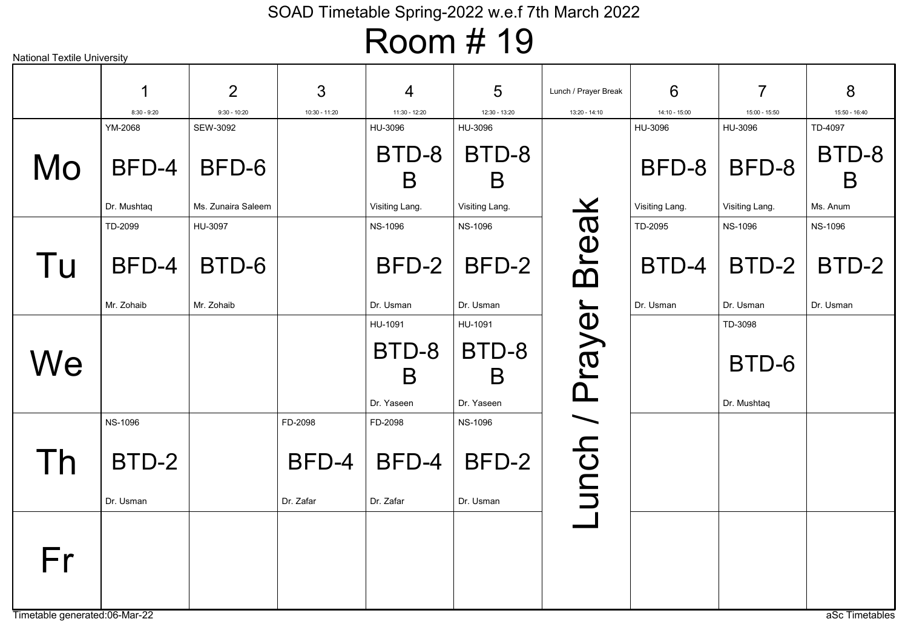# SOAD Timetable Spring-2022 w.e.f 7th March 2022

## Room # 19

National Textile University

| | 1 (8:30 - 9:20) | 2 (9:30 - 10:20) | 3 (10:30 - 11:20) | 4 (11:30 - 12:20) | 5 (12:30 - 13:20) | Lunch / Prayer Break (13:20 - 14:10) | 6 (14:10 - 15:00) | 7 (15:00 - 15:50) | 8 (15:50 - 16:40) |
|---|---|---|---|---|---|---|---|---|---|
| Mo | YM-2068 BFD-4 Dr. Mushtaq | SEW-3092 BFD-6 Ms. Zunaira Saleem | | HU-3096 BTD-8 B Visiting Lang. | HU-3096 BTD-8 B Visiting Lang. | Lunch / Prayer Break | HU-3096 BFD-8 Visiting Lang. | HU-3096 BFD-8 Visiting Lang. | TD-4097 BTD-8 B Ms. Anum |
| Tu | TD-2099 BFD-4 Mr. Zohaib | HU-3097 BTD-6 Mr. Zohaib | | NS-1096 BFD-2 Dr. Usman | NS-1096 BFD-2 Dr. Usman | Lunch / Prayer Break | TD-2095 BTD-4 Dr. Usman | NS-1096 BTD-2 Dr. Usman | NS-1096 BTD-2 Dr. Usman |
| We | | | | HU-1091 BTD-8 B Dr. Yaseen | HU-1091 BTD-8 B Dr. Yaseen | Lunch / Prayer Break | | TD-3098 BTD-6 Dr. Mushtaq | |
| Th | NS-1096 BTD-2 Dr. Usman | | FD-2098 BFD-4 Dr. Zafar | FD-2098 BFD-4 Dr. Zafar | NS-1096 BFD-2 Dr. Usman | Lunch / Prayer Break | | | |
| Fr | | | | | | Lunch / Prayer Break | | | |

Timetable generated:06-Mar-22

aSc Timetables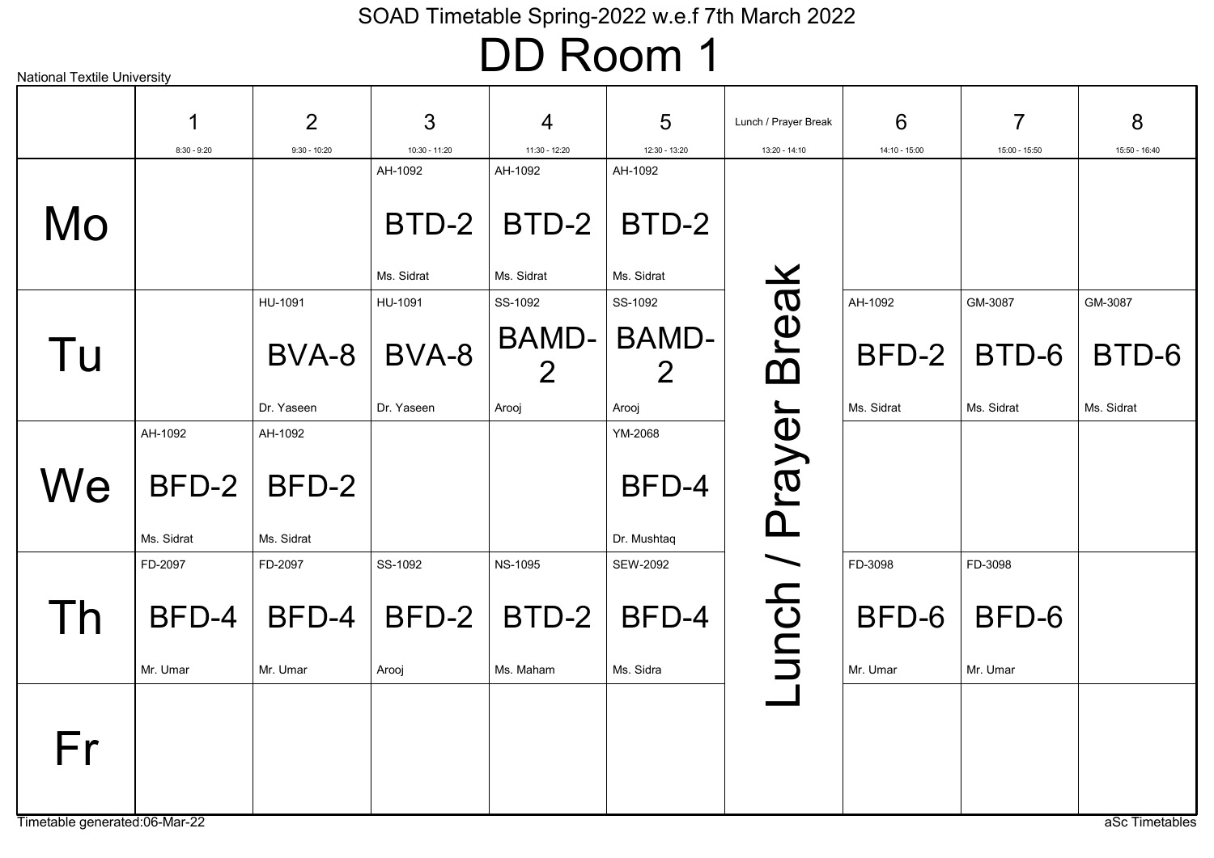SOAD Timetable Spring-2022 w.e.f 7th March 2022

# DD Room 1

National Textile University

| | 1 (8:30 - 9:20) | 2 (9:30 - 10:20) | 3 (10:30 - 11:20) | 4 (11:30 - 12:20) | 5 (12:30 - 13:20) | Lunch / Prayer Break (13:20 - 14:10) | 6 (14:10 - 15:00) | 7 (15:00 - 15:50) | 8 (15:50 - 16:40) |
|---|---|---|---|---|---|---|---|---|---|
| Mo | | | AH-1092 BTD-2 Ms. Sidrat | AH-1092 BTD-2 Ms. Sidrat | AH-1092 BTD-2 Ms. Sidrat | Lunch / Prayer Break | | | |
| Tu | | HU-1091 BVA-8 Dr. Yaseen | HU-1091 BVA-8 Dr. Yaseen | SS-1092 BAMD-2 Arooj | SS-1092 BAMD-2 Arooj | Lunch / Prayer Break | AH-1092 BFD-2 Ms. Sidrat | GM-3087 BTD-6 Ms. Sidrat | GM-3087 BTD-6 Ms. Sidrat |
| We | AH-1092 BFD-2 Ms. Sidrat | AH-1092 BFD-2 Ms. Sidrat | | | YM-2068 BFD-4 Dr. Mushtaq | Lunch / Prayer Break | | | |
| Th | FD-2097 BFD-4 Mr. Umar | FD-2097 BFD-4 Mr. Umar | SS-1092 BFD-2 Arooj | NS-1095 BTD-2 Ms. Maham | SEW-2092 BFD-4 Ms. Sidra | Lunch / Prayer Break | FD-3098 BFD-6 Mr. Umar | FD-3098 BFD-6 Mr. Umar | |
| Fr | | | | | | Lunch / Prayer Break | | | |

Timetable generated:06-Mar-22

aSc Timetables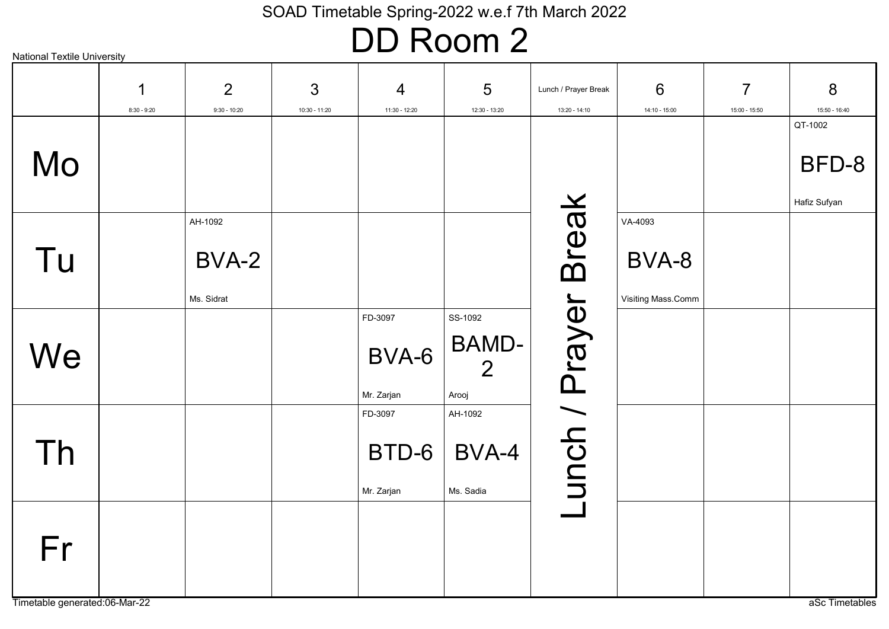SOAD Timetable Spring-2022 w.e.f 7th March 2022

# DD Room 2

National Textile University

| | 1<br>8:30 - 9:20 | 2<br>9:30 - 10:20 | 3<br>10:30 - 11:20 | 4<br>11:30 - 12:20 | 5<br>12:30 - 13:20 | Lunch / Prayer Break<br>13:20 - 14:10 | 6<br>14:10 - 15:00 | 7<br>15:00 - 15:50 | 8<br>15:50 - 16:40 |
|---|---|---|---|---|---|---|---|---|---|
| Mo | | | | | | Lunch / Prayer Break | | | QT-1002 BFD-8 Hafiz Sufyan |
| Tu | | AH-1092 BVA-2 Ms. Sidrat | | | | | VA-4093 BVA-8 Visiting Mass.Comm | | |
| We | | | | FD-3097 BVA-6 Mr. Zarjan | SS-1092 BAMD-2 Arooj | | | | |
| Th | | | | FD-3097 BTD-6 Mr. Zarjan | AH-1092 BVA-4 Ms. Sadia | | | | |
| Fr | | | | | | | | | |

Timetable generated:06-Mar-22

aSc Timetables